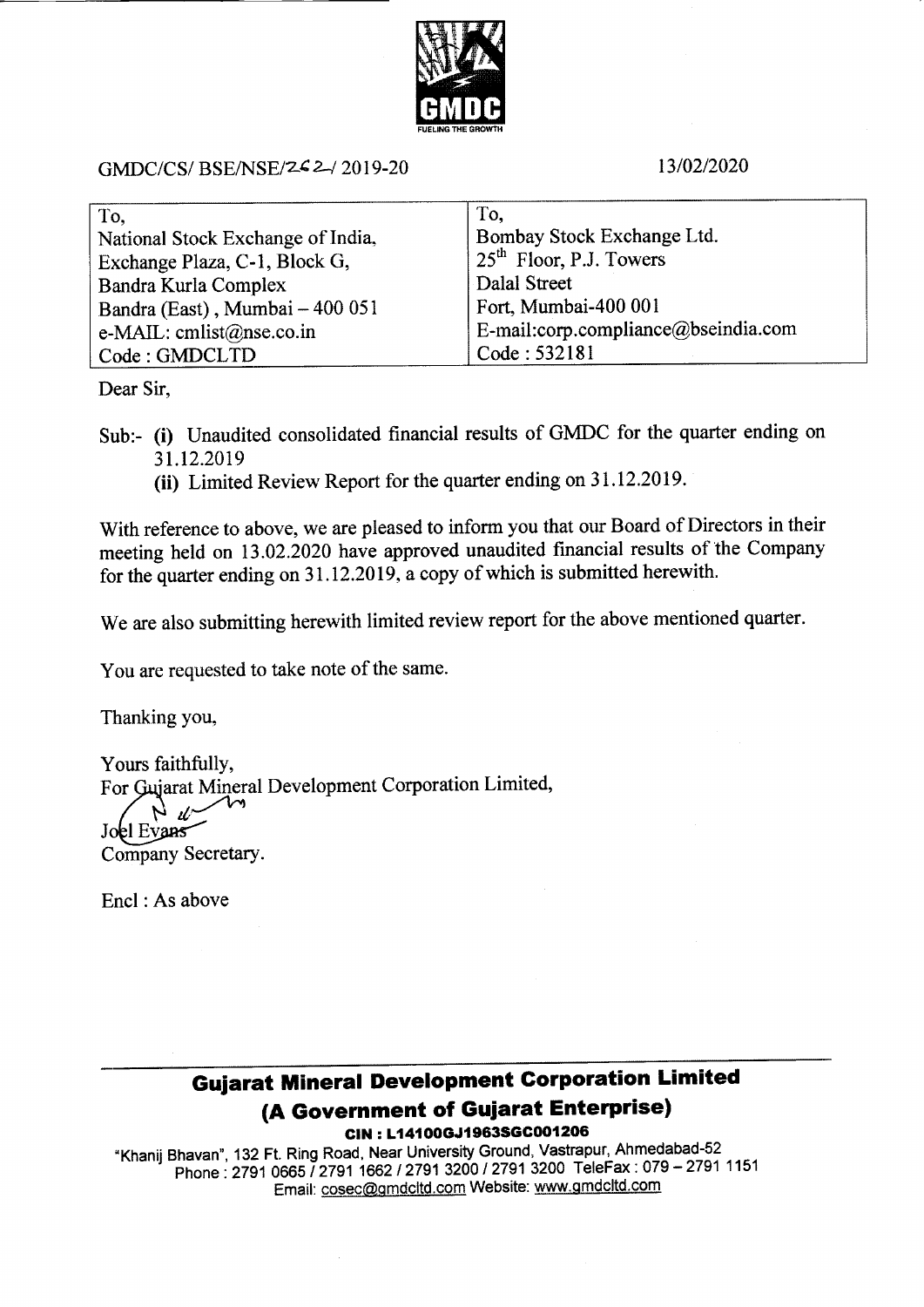GMDC
FUELING THE GROWTH

GMDC/CS/ BSE/NSE/262/ 2019-20

13/02/2020

| To, | To, |
|---|---|
| National Stock Exchange of India, | Bombay Stock Exchange Ltd. |
| Exchange Plaza, C-1, Block G, | 25th Floor, P.J. Towers |
| Bandra Kurla Complex | Dalal Street |
| Bandra (East), Mumbai – 400 051 | Fort, Mumbai-400 001 |
| e-MAIL: cmlist@nse.co.in | E-mail:corp.compliance@bseindia.com |
| Code : GMDCLTD | Code : 532181 |

Dear Sir,

Sub:- (i) Unaudited consolidated financial results of GMDC for the quarter ending on 31.12.2019

(ii) Limited Review Report for the quarter ending on 31.12.2019.

With reference to above, we are pleased to inform you that our Board of Directors in their meeting held on 13.02.2020 have approved unaudited financial results of the Company for the quarter ending on 31.12.2019, a copy of which is submitted herewith.

We are also submitting herewith limited review report for the above mentioned quarter.

You are requested to take note of the same.

Thanking you,

Yours faithfully,
For Gujarat Mineral Development Corporation Limited,

Joel Evans
Company Secretary.

Encl : As above

**Gujarat Mineral Development Corporation Limited**
**(A Government of Gujarat Enterprise)**
**CIN : L14100GJ1963SGC001206**

"Khanij Bhavan", 132 Ft. Ring Road, Near University Ground, Vastrapur, Ahmedabad-52
Phone : 2791 0665 / 2791 1662 / 2791 3200 / 2791 3200 TeleFax : 079 – 2791 1151
Email: cosec@gmdcltd.com Website: www.gmdcltd.com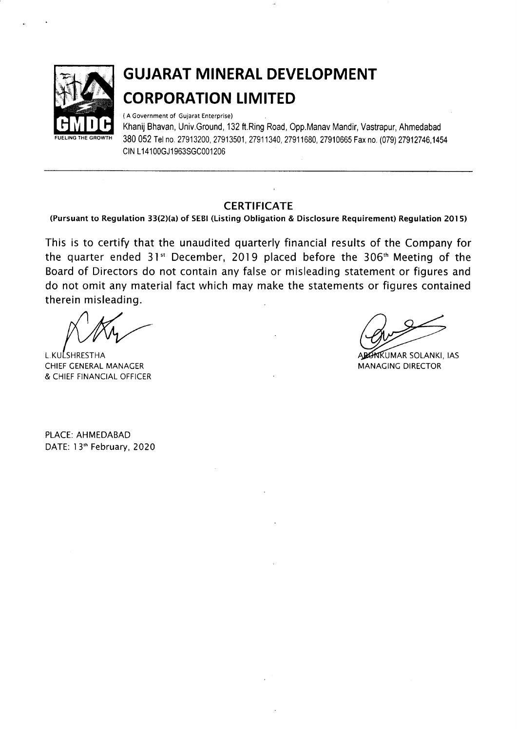# GUJARAT MINERAL DEVELOPMENT CORPORATION LIMITED

GMDC

FUELING THE GROWTH

( A Government of Gujarat Enterprise)

Khanij Bhavan, Univ.Ground, 132 ft.Ring Road, Opp.Manav Mandir, Vastrapur, Ahmedabad 380 052 Tel no. 27913200, 27913501, 27911340, 27911680, 27910665 Fax no. (079) 27912746,1454

CIN L14100GJ1963SGC001206

---

## CERTIFICATE

**(Pursuant to Regulation 33(2)(a) of SEBI (Listing Obligation & Disclosure Requirement) Regulation 2015)**

This is to certify that the unaudited quarterly financial results of the Company for the quarter ended 31st December, 2019 placed before the 306th Meeting of the Board of Directors do not contain any false or misleading statement or figures and do not omit any material fact which may make the statements or figures contained therein misleading.

L.KULSHRESTHA
CHIEF GENERAL MANAGER
& CHIEF FINANCIAL OFFICER

ARUNKUMAR SOLANKI, IAS
MANAGING DIRECTOR

PLACE: AHMEDABAD
DATE: 13th February, 2020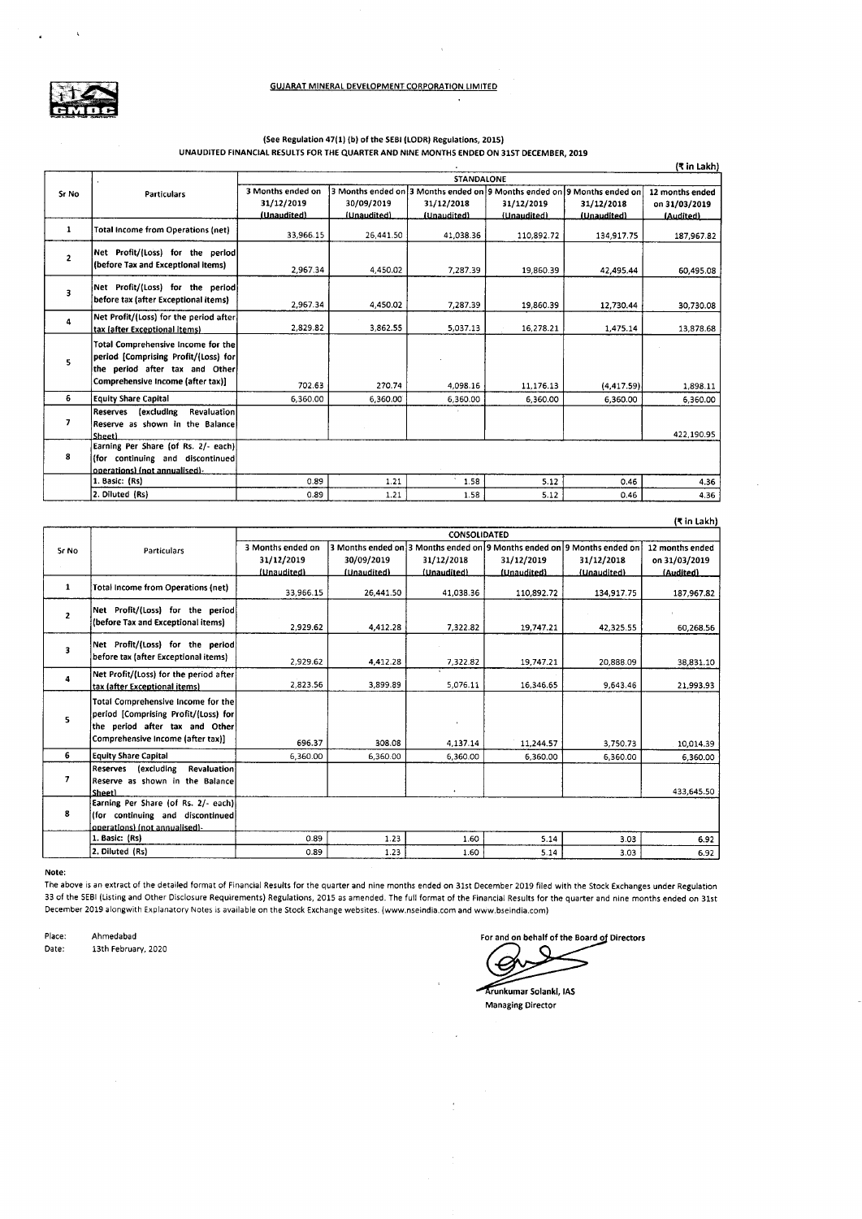## GUJARAT MINERAL DEVELOPMENT CORPORATION LIMITED

### (See Regulation 47(1) (b) of the SEBI (LODR) Regulations, 2015)
### UNAUDITED FINANCIAL RESULTS FOR THE QUARTER AND NINE MONTHS ENDED ON 31ST DECEMBER, 2019

(₹ in Lakh)

| Sr No | Particulars | STANDALONE | | | | | |
|---|---|---|---|---|---|---|---|
| | | 3 Months ended on 31/12/2019 (Unaudited) | 3 Months ended on 30/09/2019 (Unaudited) | 3 Months ended on 31/12/2018 (Unaudited) | 9 Months ended on 31/12/2019 (Unaudited) | 9 Months ended on 31/12/2018 (Unaudited) | 12 months ended on 31/03/2019 (Audited) |
| 1 | Total Income from Operations (net) | 33,966.15 | 26,441.50 | 41,038.36 | 110,892.72 | 134,917.75 | 187,967.82 |
| 2 | Net Profit/(Loss) for the period (before Tax and Exceptional items) | 2,967.34 | 4,450.02 | 7,287.39 | 19,860.39 | 42,495.44 | 60,495.08 |
| 3 | Net Profit/(Loss) for the period before tax (after Exceptional items) | 2,967.34 | 4,450.02 | 7,287.39 | 19,860.39 | 12,730.44 | 30,730.08 |
| 4 | Net Profit/(Loss) for the period after tax (after Exceptional items) | 2,829.82 | 3,862.55 | 5,037.13 | 16,278.21 | 1,475.14 | 13,878.68 |
| 5 | Total Comprehensive Income for the period [Comprising Profit/(Loss) for the period after tax and Other Comprehensive Income (after tax)] | 702.63 | 270.74 | 4,098.16 | 11,176.13 | (4,417.59) | 1,898.11 |
| 6 | Equity Share Capital | 6,360.00 | 6,360.00 | 6,360.00 | 6,360.00 | 6,360.00 | 6,360.00 |
| 7 | Reserves (excluding Revaluation Reserve as shown in the Balance Sheet) | | | | | | 422,190.95 |
| 8 | Earning Per Share (of Rs. 2/- each) (for continuing and discontinued operations) (not annualised)- | | | | | | |
| | 1. Basic: (Rs) | 0.89 | 1.21 | 1.58 | 5.12 | 0.46 | 4.36 |
| | 2. Diluted (Rs) | 0.89 | 1.21 | 1.58 | 5.12 | 0.46 | 4.36 |

(₹ in Lakh)

| Sr No | Particulars | CONSOLIDATED | | | | | |
|---|---|---|---|---|---|---|---|
| | | 3 Months ended on 31/12/2019 (Unaudited) | 3 Months ended on 30/09/2019 (Unaudited) | 3 Months ended on 31/12/2018 (Unaudited) | 9 Months ended on 31/12/2019 (Unaudited) | 9 Months ended on 31/12/2018 (Unaudited) | 12 months ended on 31/03/2019 (Audited) |
| 1 | Total Income from Operations (net) | 33,966.15 | 26,441.50 | 41,038.36 | 110,892.72 | 134,917.75 | 187,967.82 |
| 2 | Net Profit/(Loss) for the period (before Tax and Exceptional items) | 2,929.62 | 4,412.28 | 7,322.82 | 19,747.21 | 42,325.55 | 60,268.56 |
| 3 | Net Profit/(Loss) for the period before tax (after Exceptional items) | 2,929.62 | 4,412.28 | 7,322.82 | 19,747.21 | 20,888.09 | 38,831.10 |
| 4 | Net Profit/(Loss) for the period after tax (after Exceptional items) | 2,823.56 | 3,899.89 | 5,076.11 | 16,346.65 | 9,643.46 | 21,993.93 |
| 5 | Total Comprehensive Income for the period [Comprising Profit/(Loss) for the period after tax and Other Comprehensive Income (after tax)] | 696.37 | 308.08 | 4,137.14 | 11,244.57 | 3,750.73 | 10,014.39 |
| 6 | Equity Share Capital | 6,360.00 | 6,360.00 | 6,360.00 | 6,360.00 | 6,360.00 | 6,360.00 |
| 7 | Reserves (excluding Revaluation Reserve as shown in the Balance Sheet) | | | | | | 433,645.50 |
| 8 | Earning Per Share (of Rs. 2/- each) (for continuing and discontinued operations) (not annualised)- | | | | | | |
| | 1. Basic: (Rs) | 0.89 | 1.23 | 1.60 | 5.14 | 3.03 | 6.92 |
| | 2. Diluted (Rs) | 0.89 | 1.23 | 1.60 | 5.14 | 3.03 | 6.92 |

**Note:**

The above is an extract of the detailed format of Financial Results for the quarter and nine months ended on 31st December 2019 filed with the Stock Exchanges under Regulation 33 of the SEBI (Listing and Other Disclosure Requirements) Regulations, 2015 as amended. The full format of the Financial Results for the quarter and nine months ended on 31st December 2019 alongwith Explanatory Notes is available on the Stock Exchange websites. (www.nseindia.com and www.bseindia.com)

Place: Ahmedabad
Date: 13th February, 2020

For and on behalf of the Board of Directors

Arunkumar Solanki, IAS
Managing Director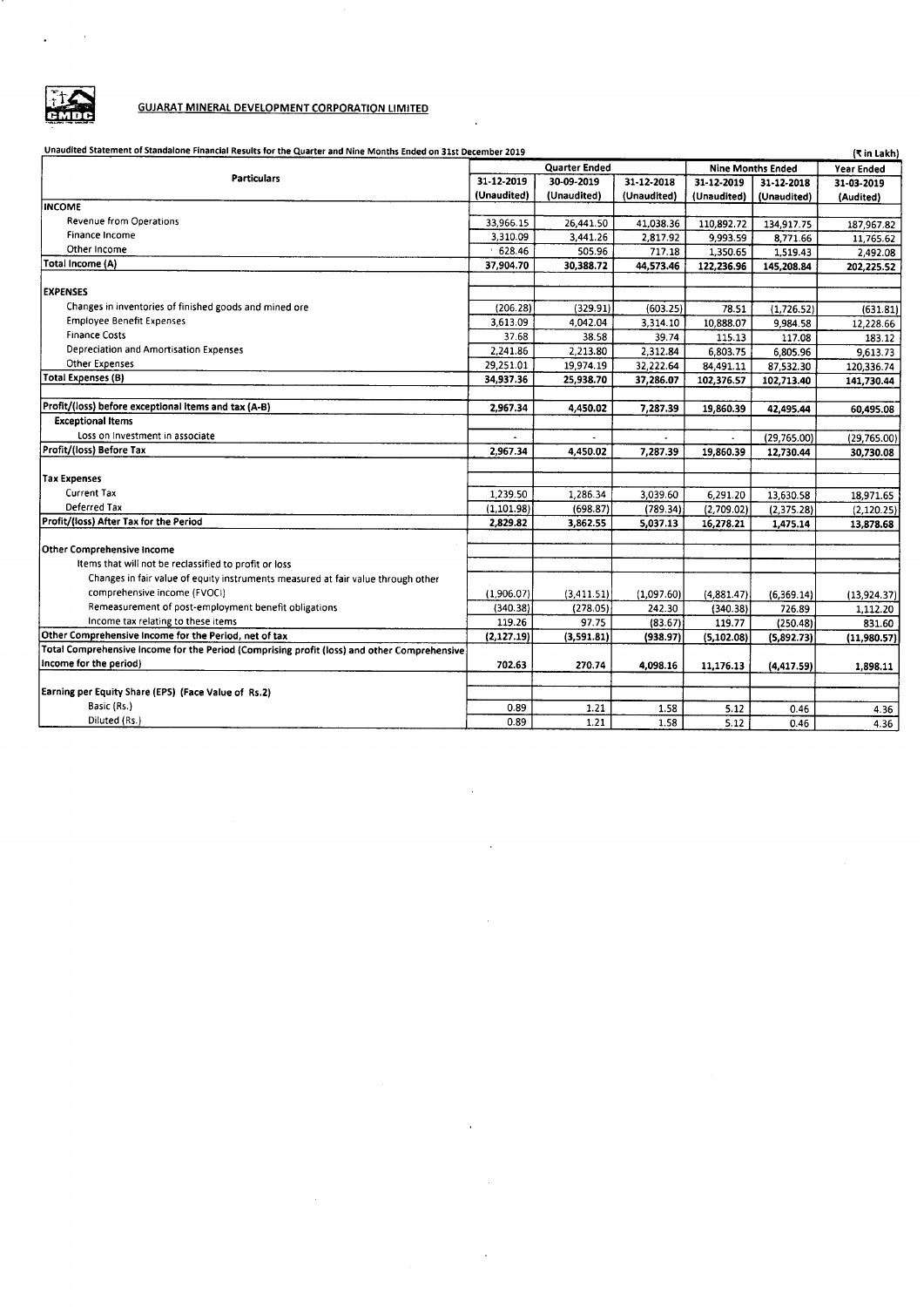## GUJARAT MINERAL DEVELOPMENT CORPORATION LIMITED

Unaudited Statement of Standalone Financial Results for the Quarter and Nine Months Ended on 31st December 2019

(₹ in Lakh)

| Particulars | Quarter Ended | | | Nine Months Ended | | Year Ended |
|---|---|---|---|---|---|---|
| | 31-12-2019 (Unaudited) | 30-09-2019 (Unaudited) | 31-12-2018 (Unaudited) | 31-12-2019 (Unaudited) | 31-12-2018 (Unaudited) | 31-03-2019 (Audited) |
| **INCOME** | | | | | | |
| Revenue from Operations | 33,966.15 | 26,441.50 | 41,038.36 | 110,892.72 | 134,917.75 | 187,967.82 |
| Finance Income | 3,310.09 | 3,441.26 | 2,817.92 | 9,993.59 | 8,771.66 | 11,765.62 |
| Other Income | 628.46 | 505.96 | 717.18 | 1,350.65 | 1,519.43 | 2,492.08 |
| **Total Income (A)** | **37,904.70** | **30,388.72** | **44,573.46** | **122,236.96** | **145,208.84** | **202,225.52** |
| **EXPENSES** | | | | | | |
| Changes in inventories of finished goods and mined ore | (206.28) | (329.91) | (603.25) | 78.51 | (1,726.52) | (631.81) |
| Employee Benefit Expenses | 3,613.09 | 4,042.04 | 3,314.10 | 10,888.07 | 9,984.58 | 12,228.66 |
| Finance Costs | 37.68 | 38.58 | 39.74 | 115.13 | 117.08 | 183.12 |
| Depreciation and Amortisation Expenses | 2,241.86 | 2,213.80 | 2,312.84 | 6,803.75 | 6,805.96 | 9,613.73 |
| Other Expenses | 29,251.01 | 19,974.19 | 32,222.64 | 84,491.11 | 87,532.30 | 120,336.74 |
| **Total Expenses (B)** | **34,937.36** | **25,938.70** | **37,286.07** | **102,376.57** | **102,713.40** | **141,730.44** |
| **Profit/(loss) before exceptional items and tax (A-B)** | **2,967.34** | **4,450.02** | **7,287.39** | **19,860.39** | **42,495.44** | **60,495.08** |
| **Exceptional Items** | | | | | | |
| Loss on Investment in associate | - | - | - | - | (29,765.00) | (29,765.00) |
| **Profit/(loss) Before Tax** | **2,967.34** | **4,450.02** | **7,287.39** | **19,860.39** | **12,730.44** | **30,730.08** |
| **Tax Expenses** | | | | | | |
| Current Tax | 1,239.50 | 1,286.34 | 3,039.60 | 6,291.20 | 13,630.58 | 18,971.65 |
| Deferred Tax | (1,101.98) | (698.87) | (789.34) | (2,709.02) | (2,375.28) | (2,120.25) |
| **Profit/(loss) After Tax for the Period** | **2,829.82** | **3,862.55** | **5,037.13** | **16,278.21** | **1,475.14** | **13,878.68** |
| **Other Comprehensive Income** | | | | | | |
| Items that will not be reclassified to profit or loss | | | | | | |
| Changes in fair value of equity instruments measured at fair value through other comprehensive income (FVOCI) | (1,906.07) | (3,411.51) | (1,097.60) | (4,881.47) | (6,369.14) | (13,924.37) |
| Remeasurement of post-employment benefit obligations | (340.38) | (278.05) | 242.30 | (340.38) | 726.89 | 1,112.20 |
| Income tax relating to these items | 119.26 | 97.75 | (83.67) | 119.77 | (250.48) | 831.60 |
| **Other Comprehensive Income for the Period, net of tax** | **(2,127.19)** | **(3,591.81)** | **(938.97)** | **(5,102.08)** | **(5,892.73)** | **(11,980.57)** |
| **Total Comprehensive Income for the Period (Comprising profit (loss) and other Comprehensive Income for the period)** | **702.63** | **270.74** | **4,098.16** | **11,176.13** | **(4,417.59)** | **1,898.11** |
| **Earning per Equity Share (EPS) (Face Value of Rs.2)** | | | | | | |
| Basic (Rs.) | 0.89 | 1.21 | 1.58 | 5.12 | 0.46 | 4.36 |
| Diluted (Rs.) | 0.89 | 1.21 | 1.58 | 5.12 | 0.46 | 4.36 |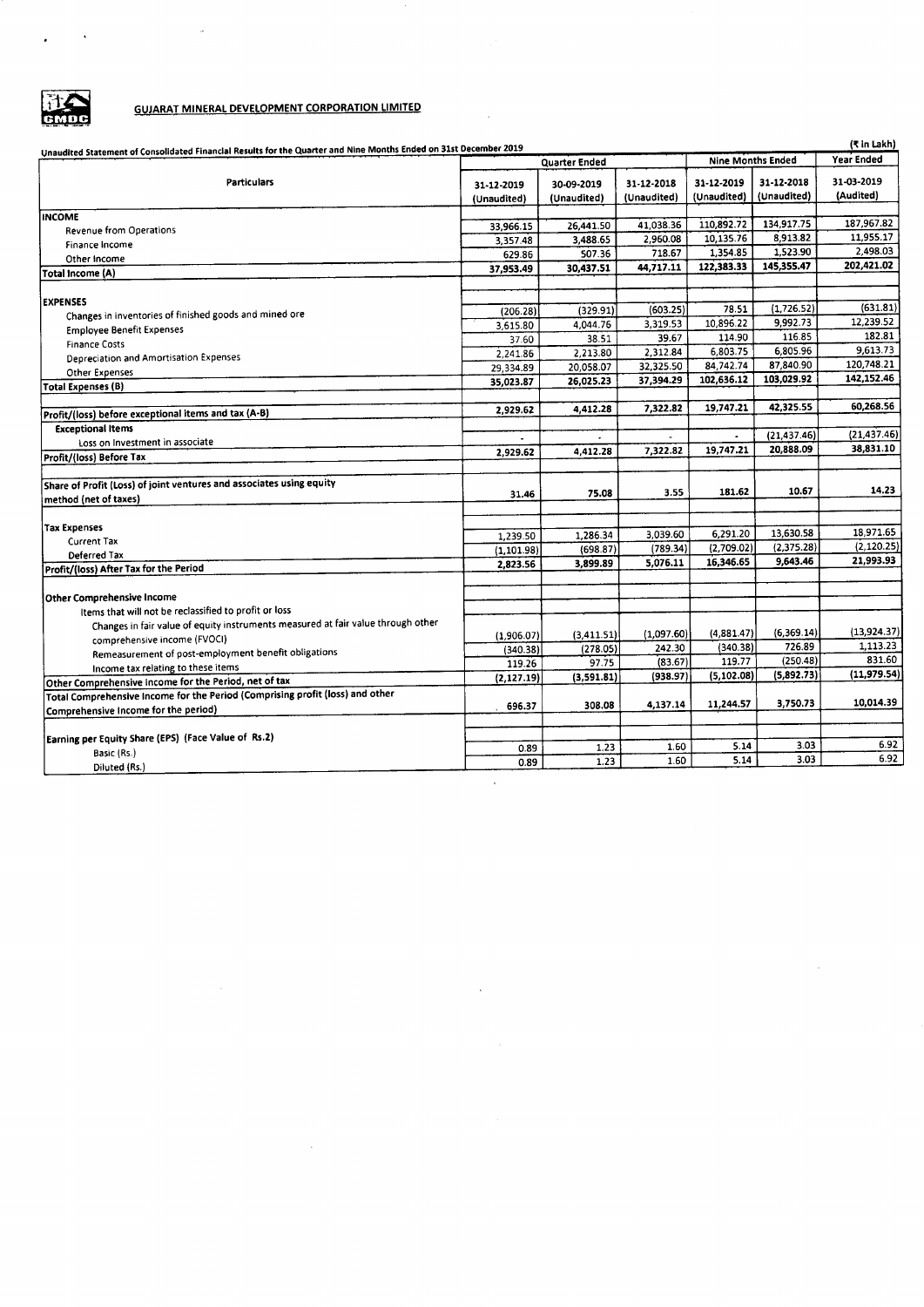## GUJARAT MINERAL DEVELOPMENT CORPORATION LIMITED

Unaudited Statement of Consolidated Financial Results for the Quarter and Nine Months Ended on 31st December 2019

(₹ in Lakh)

| Particulars | Quarter Ended | | | Nine Months Ended | | Year Ended |
|---|---|---|---|---|---|---|
| | 31-12-2019 (Unaudited) | 30-09-2019 (Unaudited) | 31-12-2018 (Unaudited) | 31-12-2019 (Unaudited) | 31-12-2018 (Unaudited) | 31-03-2019 (Audited) |
| **INCOME** | | | | | | |
| Revenue from Operations | 33,966.15 | 26,441.50 | 41,038.36 | 110,892.72 | 134,917.75 | 187,967.82 |
| Finance Income | 3,357.48 | 3,488.65 | 2,960.08 | 10,135.76 | 8,913.82 | 11,955.17 |
| Other Income | 629.86 | 507.36 | 718.67 | 1,354.85 | 1,523.90 | 2,498.03 |
| **Total Income (A)** | 37,953.49 | 30,437.51 | 44,717.11 | 122,383.33 | 145,355.47 | 202,421.02 |
| **EXPENSES** | | | | | | |
| Changes in inventories of finished goods and mined ore | (206.28) | (329.91) | (603.25) | 78.51 | (1,726.52) | (631.81) |
| Employee Benefit Expenses | 3,615.80 | 4,044.76 | 3,319.53 | 10,896.22 | 9,992.73 | 12,239.52 |
| Finance Costs | 37.60 | 38.51 | 39.67 | 114.90 | 116.85 | 182.81 |
| Depreciation and Amortisation Expenses | 2,241.86 | 2,213.80 | 2,312.84 | 6,803.75 | 6,805.96 | 9,613.73 |
| Other Expenses | 29,334.89 | 20,058.07 | 32,325.50 | 84,742.74 | 87,840.90 | 120,748.21 |
| **Total Expenses (B)** | 35,023.87 | 26,025.23 | 37,394.29 | 102,636.12 | 103,029.92 | 142,152.46 |
| **Profit/(loss) before exceptional items and tax (A-B)** | 2,929.62 | 4,412.28 | 7,322.82 | 19,747.21 | 42,325.55 | 60,268.56 |
| **Exceptional Items** | | | | | | |
| Loss on Investment in associate | - | - | - | - | (21,437.46) | (21,437.46) |
| **Profit/(loss) Before Tax** | 2,929.62 | 4,412.28 | 7,322.82 | 19,747.21 | 20,888.09 | 38,831.10 |
| **Share of Profit (Loss) of joint ventures and associates using equity method (net of taxes)** | 31.46 | 75.08 | 3.55 | 181.62 | 10.67 | 14.23 |
| **Tax Expenses** | | | | | | |
| Current Tax | 1,239.50 | 1,286.34 | 3,039.60 | 6,291.20 | 13,630.58 | 18,971.65 |
| Deferred Tax | (1,101.98) | (698.87) | (789.34) | (2,709.02) | (2,375.28) | (2,120.25) |
| **Profit/(loss) After Tax for the Period** | 2,823.56 | 3,899.89 | 5,076.11 | 16,346.65 | 9,643.46 | 21,993.93 |
| **Other Comprehensive Income** | | | | | | |
| Items that will not be reclassified to profit or loss | | | | | | |
| Changes in fair value of equity instruments measured at fair value through other comprehensive income (FVOCI) | (1,906.07) | (3,411.51) | (1,097.60) | (4,881.47) | (6,369.14) | (13,924.37) |
| Remeasurement of post-employment benefit obligations | (340.38) | (278.05) | 242.30 | (340.38) | 726.89 | 1,113.23 |
| Income tax relating to these items | 119.26 | 97.75 | (83.67) | 119.77 | (250.48) | 831.60 |
| **Other Comprehensive Income for the Period, net of tax** | (2,127.19) | (3,591.81) | (938.97) | (5,102.08) | (5,892.73) | (11,979.54) |
| **Total Comprehensive Income for the Period (Comprising profit (loss) and other Comprehensive Income for the period)** | 696.37 | 308.08 | 4,137.14 | 11,244.57 | 3,750.73 | 10,014.39 |
| **Earning per Equity Share (EPS) (Face Value of Rs.2)** | | | | | | |
| Basic (Rs.) | 0.89 | 1.23 | 1.60 | 5.14 | 3.03 | 6.92 |
| Diluted (Rs.) | 0.89 | 1.23 | 1.60 | 5.14 | 3.03 | 6.92 |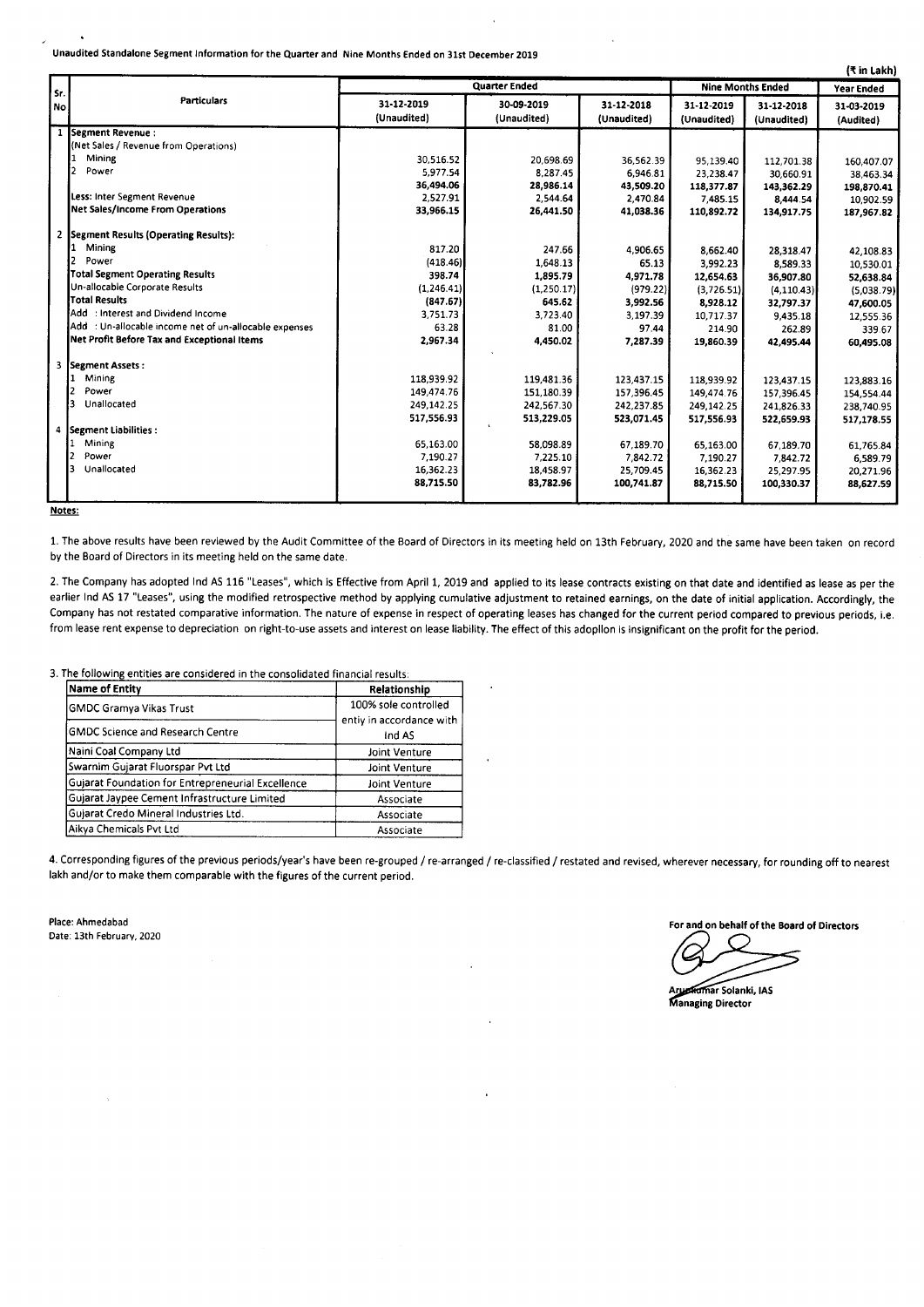Unaudited Standalone Segment Information for the Quarter and Nine Months Ended on 31st December 2019

(₹ in Lakh)

| Sr. No | Particulars | Quarter Ended | | | Nine Months Ended | | Year Ended |
|---|---|---|---|---|---|---|---|
| | | 31-12-2019 (Unaudited) | 30-09-2019 (Unaudited) | 31-12-2018 (Unaudited) | 31-12-2019 (Unaudited) | 31-12-2018 (Unaudited) | 31-03-2019 (Audited) |
| 1 | **Segment Revenue :** | | | | | | |
| | (Net Sales / Revenue from Operations) | | | | | | |
| | 1 Mining | 30,516.52 | 20,698.69 | 36,562.39 | 95,139.40 | 112,701.38 | 160,407.07 |
| | 2 Power | 5,977.54 | 8,287.45 | 6,946.81 | 23,238.47 | 30,660.91 | 38,463.34 |
| | | **36,494.06** | **28,986.14** | **43,509.20** | **118,377.87** | **143,362.29** | **198,870.41** |
| | Less: Inter Segment Revenue | 2,527.91 | 2,544.64 | 2,470.84 | 7,485.15 | 8,444.54 | 10,902.59 |
| | **Net Sales/Income From Operations** | **33,966.15** | **26,441.50** | **41,038.36** | **110,892.72** | **134,917.75** | **187,967.82** |
| 2 | **Segment Results (Operating Results):** | | | | | | |
| | 1 Mining | 817.20 | 247.66 | 4,906.65 | 8,662.40 | 28,318.47 | 42,108.83 |
| | 2 Power | (418.46) | 1,648.13 | 65.13 | 3,992.23 | 8,589.33 | 10,530.01 |
| | **Total Segment Operating Results** | **398.74** | **1,895.79** | **4,971.78** | **12,654.63** | **36,907.80** | **52,638.84** |
| | Un-allocable Corporate Results | (1,246.41) | (1,250.17) | (979.22) | (3,726.51) | (4,110.43) | (5,038.79) |
| | **Total Results** | **(847.67)** | **645.62** | **3,992.56** | **8,928.12** | **32,797.37** | **47,600.05** |
| | Add : Interest and Dividend Income | 3,751.73 | 3,723.40 | 3,197.39 | 10,717.37 | 9,435.18 | 12,555.36 |
| | Add : Un-allocable income net of un-allocable expenses | 63.28 | 81.00 | 97.44 | 214.90 | 262.89 | 339.67 |
| | **Net Profit Before Tax and Exceptional Items** | **2,967.34** | **4,450.02** | **7,287.39** | **19,860.39** | **42,495.44** | **60,495.08** |
| 3 | **Segment Assets :** | | | | | | |
| | 1 Mining | 118,939.92 | 119,481.36 | 123,437.15 | 118,939.92 | 123,437.15 | 123,883.16 |
| | 2 Power | 149,474.76 | 151,180.39 | 157,396.45 | 149,474.76 | 157,396.45 | 154,554.44 |
| | 3 Unallocated | 249,142.25 | 242,567.30 | 242,237.85 | 249,142.25 | 241,826.33 | 238,740.95 |
| | | **517,556.93** | **513,229.05** | **523,071.45** | **517,556.93** | **522,659.93** | **517,178.55** |
| 4 | **Segment Liabilities :** | | | | | | |
| | 1 Mining | 65,163.00 | 58,098.89 | 67,189.70 | 65,163.00 | 67,189.70 | 61,765.84 |
| | 2 Power | 7,190.27 | 7,225.10 | 7,842.72 | 7,190.27 | 7,842.72 | 6,589.79 |
| | 3 Unallocated | 16,362.23 | 18,458.97 | 25,709.45 | 16,362.23 | 25,297.95 | 20,271.96 |
| | | **88,715.50** | **83,782.96** | **100,741.87** | **88,715.50** | **100,330.37** | **88,627.59** |

**Notes:**

1. The above results have been reviewed by the Audit Committee of the Board of Directors in its meeting held on 13th February, 2020 and the same have been taken on record by the Board of Directors in its meeting held on the same date.

2. The Company has adopted Ind AS 116 "Leases", which is Effective from April 1, 2019 and applied to its lease contracts existing on that date and identified as lease as per the earlier Ind AS 17 "Leases", using the modified retrospective method by applying cumulative adjustment to retained earnings, on the date of initial application. Accordingly, the Company has not restated comparative information. The nature of expense in respect of operating leases has changed for the current period compared to previous periods, i.e. from lease rent expense to depreciation on right-to-use assets and interest on lease liability. The effect of this adopllon is insignificant on the profit for the period.

3. The following entities are considered in the consolidated financial results:

| Name of Entity | Relationship |
|---|---|
| GMDC Gramya Vikas Trust | 100% sole controlled entiy in accordance with Ind AS |
| GMDC Science and Research Centre | |
| Naini Coal Company Ltd | Joint Venture |
| Swarnim Gujarat Fluorspar Pvt Ltd | Joint Venture |
| Gujarat Foundation for Entrepreneurial Excellence | Joint Venture |
| Gujarat Jaypee Cement Infrastructure Limited | Associate |
| Gujarat Credo Mineral Industries Ltd. | Associate |
| Aikya Chemicals Pvt Ltd | Associate |

4. Corresponding figures of the previous periods/year's have been re-grouped / re-arranged / re-classified / restated and revised, wherever necessary, for rounding off to nearest lakh and/or to make them comparable with the figures of the current period.

Place: Ahmedabad
Date: 13th February, 2020

For and on behalf of the Board of Directors

Arunkumar Solanki, IAS
Managing Director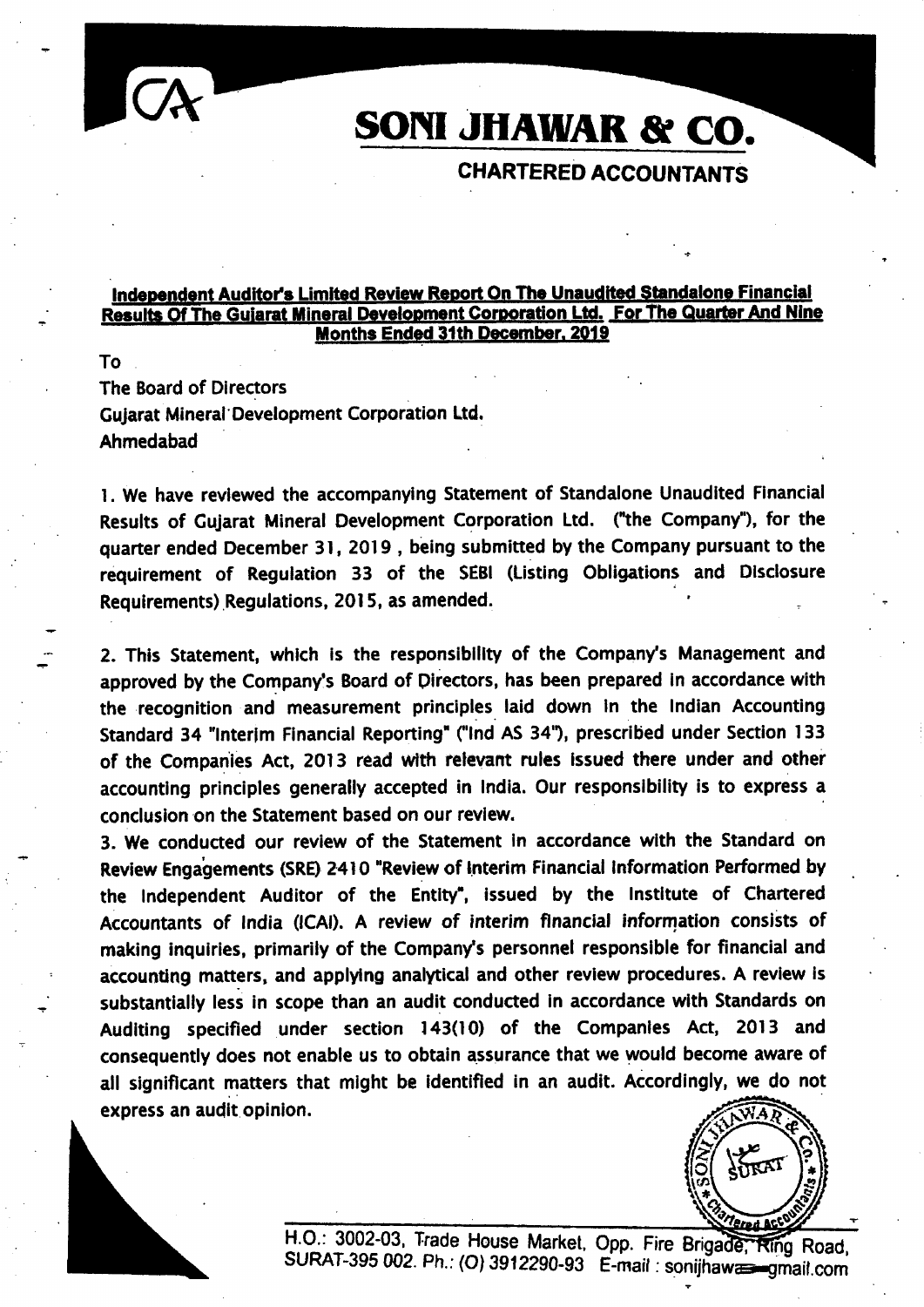# SONI JHAWAR & CO.

## CHARTERED ACCOUNTANTS

**Independent Auditor's Limited Review Report On The Unaudited Standalone Financial Results Of The Gujarat Mineral Development Corporation Ltd. For The Quarter And Nine Months Ended 31th December, 2019**

To
The Board of Directors
Gujarat Mineral Development Corporation Ltd.
Ahmedabad

1. We have reviewed the accompanying Statement of Standalone Unaudited Financial Results of Gujarat Mineral Development Corporation Ltd. ("the Company"), for the quarter ended December 31, 2019 , being submitted by the Company pursuant to the requirement of Regulation 33 of the SEBI (Listing Obligations and Disclosure Requirements) Regulations, 2015, as amended.

2. This Statement, which is the responsibility of the Company's Management and approved by the Company's Board of Directors, has been prepared in accordance with the recognition and measurement principles laid down in the Indian Accounting Standard 34 "Interim Financial Reporting" ("Ind AS 34"), prescribed under Section 133 of the Companies Act, 2013 read with relevant rules issued there under and other accounting principles generally accepted in India. Our responsibility is to express a conclusion on the Statement based on our review.

3. We conducted our review of the Statement in accordance with the Standard on Review Engagements (SRE) 2410 "Review of Interim Financial Information Performed by the Independent Auditor of the Entity", issued by the Institute of Chartered Accountants of India (ICAI). A review of interim financial information consists of making inquiries, primarily of the Company's personnel responsible for financial and accounting matters, and applying analytical and other review procedures. A review is substantially less in scope than an audit conducted in accordance with Standards on Auditing specified under section 143(10) of the Companies Act, 2013 and consequently does not enable us to obtain assurance that we would become aware of all significant matters that might be identified in an audit. Accordingly, we do not express an audit opinion.

H.O.: 3002-03, Trade House Market, Opp. Fire Brigade, Ring Road, SURAT-395 002. Ph.: (O) 3912290-93 E-mail : sonijhawa gmail.com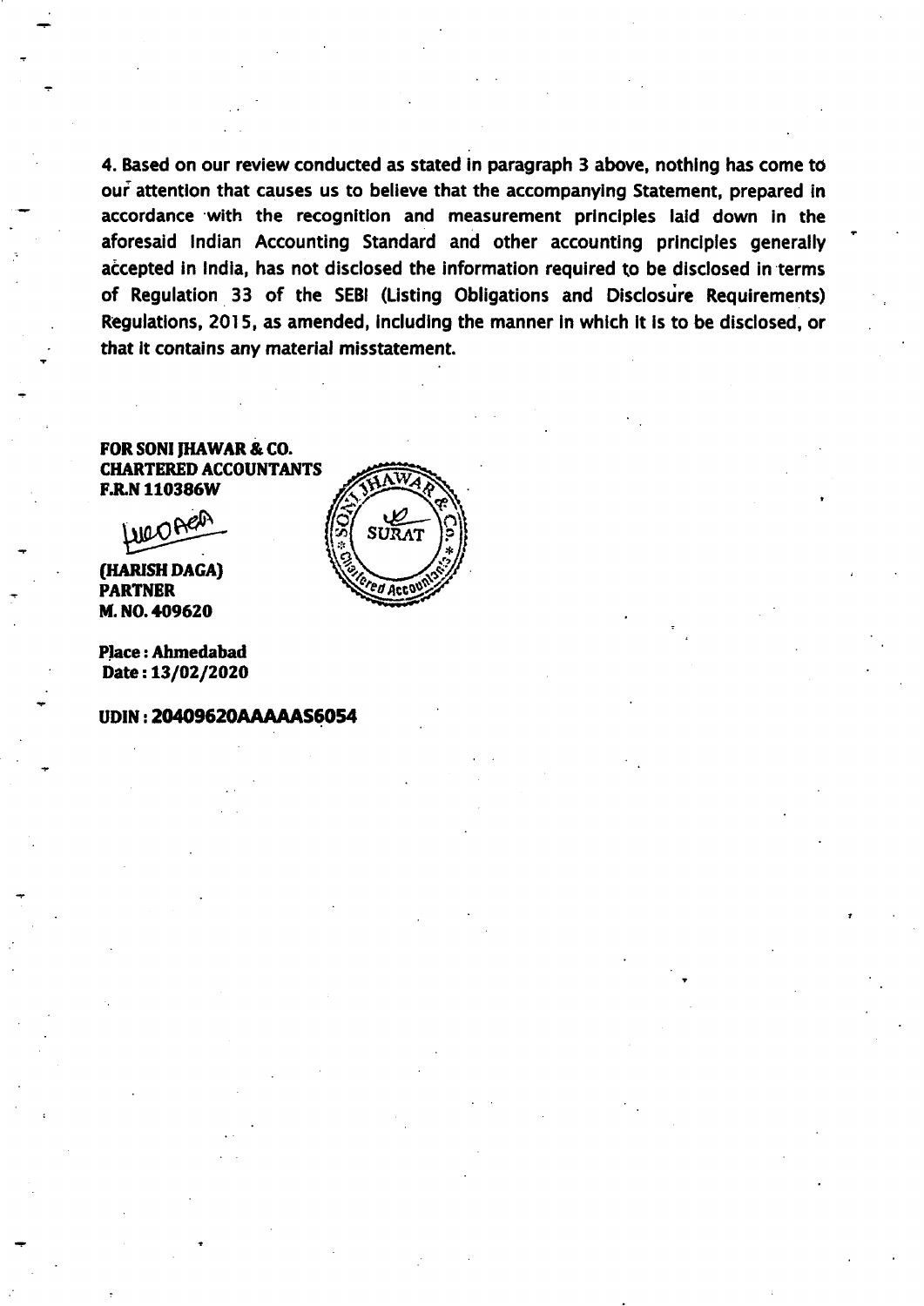4. Based on our review conducted as stated in paragraph 3 above, nothing has come to our attention that causes us to believe that the accompanying Statement, prepared in accordance with the recognition and measurement principles laid down in the aforesaid Indian Accounting Standard and other accounting principles generally accepted in India, has not disclosed the information required to be disclosed in terms of Regulation 33 of the SEBI (Listing Obligations and Disclosure Requirements) Regulations, 2015, as amended, including the manner in which it is to be disclosed, or that it contains any material misstatement.

**FOR SONI JHAWAR & CO.**
**CHARTERED ACCOUNTANTS**
**F.R.N 110386W**

**(HARISH DAGA)**
**PARTNER**
**M. NO. 409620**

**Place : Ahmedabad**
**Date : 13/02/2020**

**UDIN : 20409620AAAAAS6054**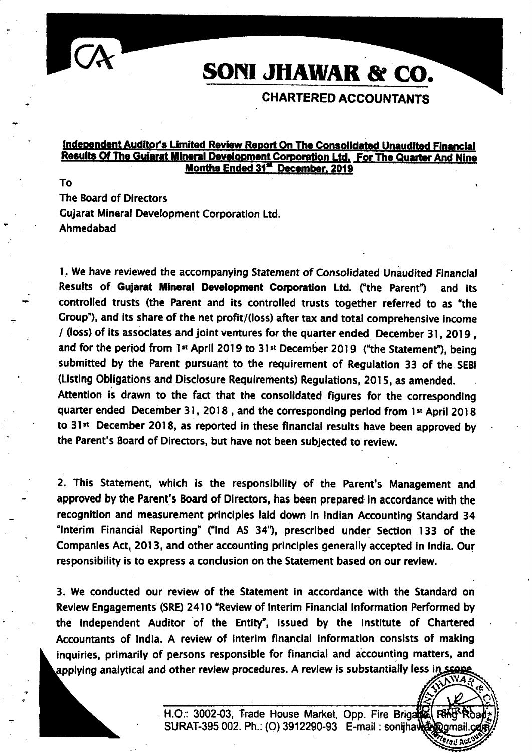# SONI JHAWAR & CO.

## CHARTERED ACCOUNTANTS

**Independent Auditor's Limited Review Report On The Consolidated Unaudited Financial Results Of The Gujarat Mineral Development Corporation Ltd. For The Quarter And Nine Months Ended 31st December, 2019**

To
The Board of Directors
Gujarat Mineral Development Corporation Ltd.
Ahmedabad

1. We have reviewed the accompanying Statement of Consolidated Unaudited Financial Results of **Gujarat Mineral Development Corporation Ltd.** ("the Parent") and its controlled trusts (the Parent and its controlled trusts together referred to as "the Group"), and its share of the net profit/(loss) after tax and total comprehensive income / (loss) of its associates and joint ventures for the quarter ended December 31, 2019, and for the period from 1st April 2019 to 31st December 2019 ("the Statement"), being submitted by the Parent pursuant to the requirement of Regulation 33 of the SEBI (Listing Obligations and Disclosure Requirements) Regulations, 2015, as amended.
Attention is drawn to the fact that the consolidated figures for the corresponding quarter ended December 31, 2018, and the corresponding period from 1st April 2018 to 31st December 2018, as reported in these financial results have been approved by the Parent's Board of Directors, but have not been subjected to review.

2. This Statement, which is the responsibility of the Parent's Management and approved by the Parent's Board of Directors, has been prepared in accordance with the recognition and measurement principles laid down in Indian Accounting Standard 34 "Interim Financial Reporting" ("Ind AS 34"), prescribed under Section 133 of the Companies Act, 2013, and other accounting principles generally accepted in India. Our responsibility is to express a conclusion on the Statement based on our review.

3. We conducted our review of the Statement in accordance with the Standard on Review Engagements (SRE) 2410 "Review of Interim Financial Information Performed by the Independent Auditor of the Entity", issued by the Institute of Chartered Accountants of India. A review of interim financial information consists of making inquiries, primarily of persons responsible for financial and accounting matters, and applying analytical and other review procedures. A review is substantially less in scope

H.O.: 3002-03, Trade House Market, Opp. Fire Brigade, Ring Road, SURAT-395 002. Ph.: (O) 3912290-93 E-mail : sonijhawar@gmail.com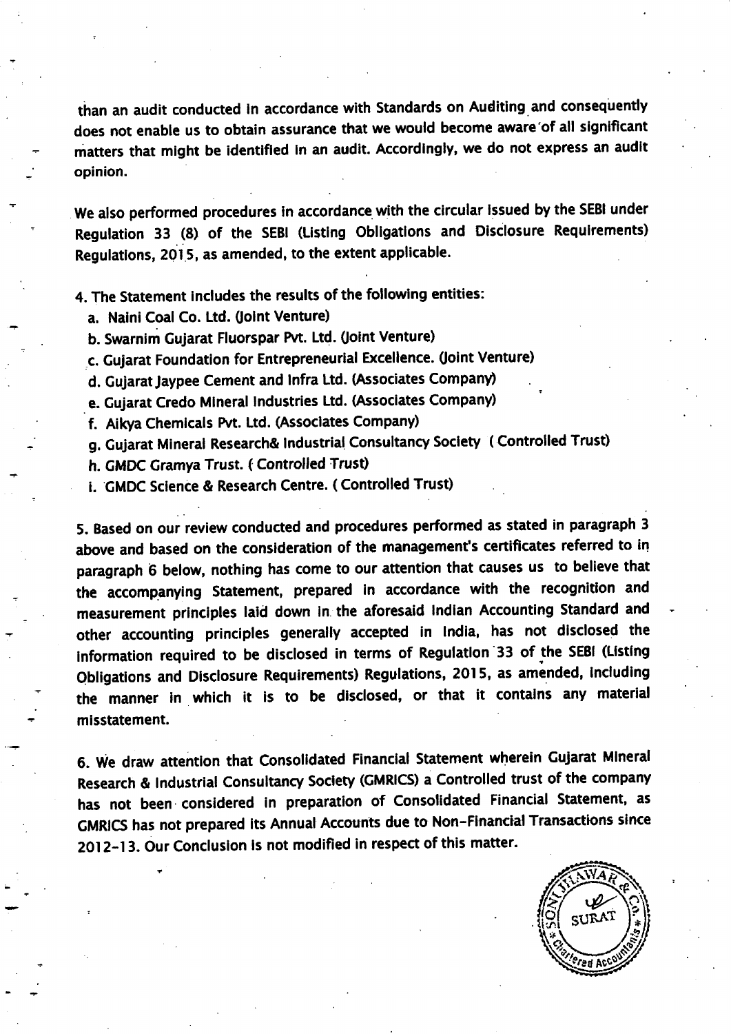than an audit conducted in accordance with Standards on Auditing and consequently does not enable us to obtain assurance that we would become aware of all significant matters that might be identified in an audit. Accordingly, we do not express an audit opinion.

We also performed procedures in accordance with the circular issued by the SEBI under Regulation 33 (8) of the SEBI (Listing Obligations and Disclosure Requirements) Regulations, 2015, as amended, to the extent applicable.

4. The Statement includes the results of the following entities:

   a. Naini Coal Co. Ltd. (Joint Venture)
   b. Swarnim Gujarat Fluorspar Pvt. Ltd. (Joint Venture)
   c. Gujarat Foundation for Entrepreneurial Excellence. (Joint Venture)
   d. Gujarat Jaypee Cement and Infra Ltd. (Associates Company)
   e. Gujarat Credo Mineral Industries Ltd. (Associates Company)
   f. Aikya Chemicals Pvt. Ltd. (Associates Company)
   g. Gujarat Mineral Research& Industrial Consultancy Society ( Controlled Trust)
   h. GMDC Gramya Trust. ( Controlled Trust)
   i. GMDC Science & Research Centre. ( Controlled Trust)

5. Based on our review conducted and procedures performed as stated in paragraph 3 above and based on the consideration of the management's certificates referred to in paragraph 6 below, nothing has come to our attention that causes us to believe that the accompanying Statement, prepared in accordance with the recognition and measurement principles laid down in the aforesaid Indian Accounting Standard and other accounting principles generally accepted in India, has not disclosed the information required to be disclosed in terms of Regulation 33 of the SEBI (Listing Obligations and Disclosure Requirements) Regulations, 2015, as amended, including the manner in which it is to be disclosed, or that it contains any material misstatement.

6. We draw attention that Consolidated Financial Statement wherein Gujarat Mineral Research & Industrial Consultancy Society (GMRICS) a Controlled trust of the company has not been considered in preparation of Consolidated Financial Statement, as GMRICS has not prepared its Annual Accounts due to Non-Financial Transactions since 2012-13. Our Conclusion is not modified in respect of this matter.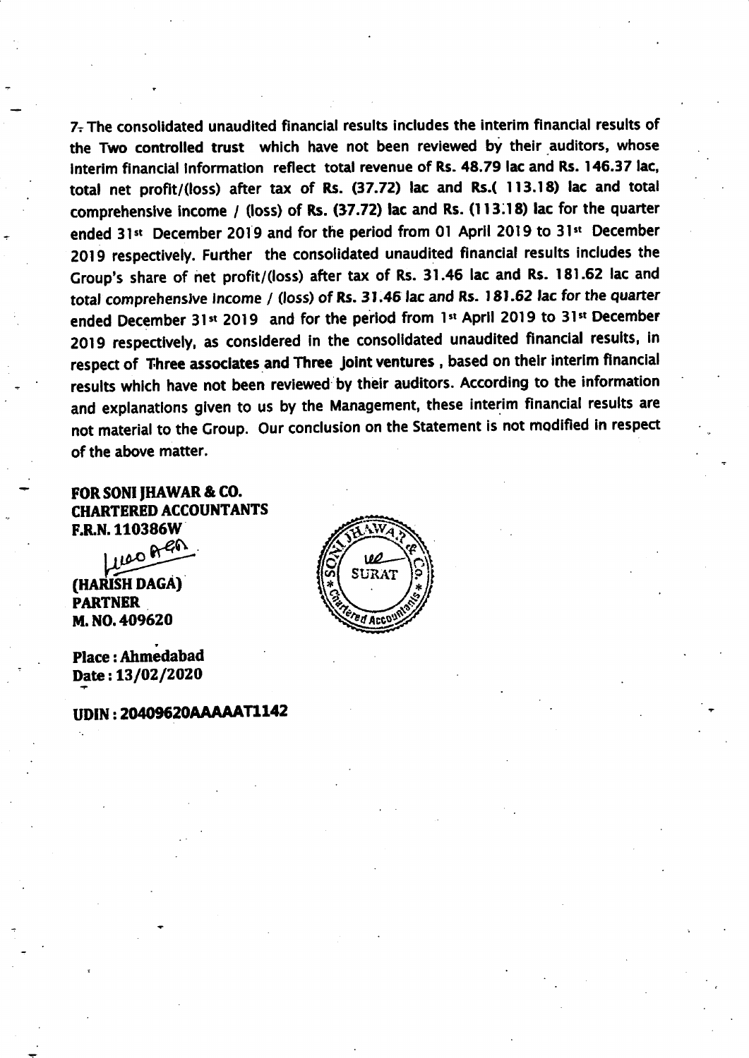7. The consolidated unaudited financial results includes the interim financial results of the Two controlled trust which have not been reviewed by their auditors, whose interim financial information reflect total revenue of Rs. 48.79 lac and Rs. 146.37 lac, total net profit/(loss) after tax of Rs. (37.72) lac and Rs.( 113.18) lac and total comprehensive income / (loss) of Rs. (37.72) lac and Rs. (113.18) lac for the quarter ended 31st December 2019 and for the period from 01 April 2019 to 31st December 2019 respectively. Further the consolidated unaudited financial results includes the Group's share of net profit/(loss) after tax of Rs. 31.46 lac and Rs. 181.62 lac and total comprehensive income / (loss) of Rs. 31.46 lac and Rs. 181.62 lac for the quarter ended December 31st 2019 and for the period from 1st April 2019 to 31st December 2019 respectively, as considered in the consolidated unaudited financial results, in respect of Three associates and Three joint ventures, based on their interim financial results which have not been reviewed by their auditors. According to the information and explanations given to us by the Management, these interim financial results are not material to the Group. Our conclusion on the Statement is not modified in respect of the above matter.

**FOR SONI JHAWAR & CO.**
**CHARTERED ACCOUNTANTS**
**F.R.N. 110386W**

**(HARISH DAGA)**
**PARTNER**
**M. NO. 409620**

**Place : Ahmedabad**
**Date : 13/02/2020**

**UDIN : 20409620AAAAAT1142**